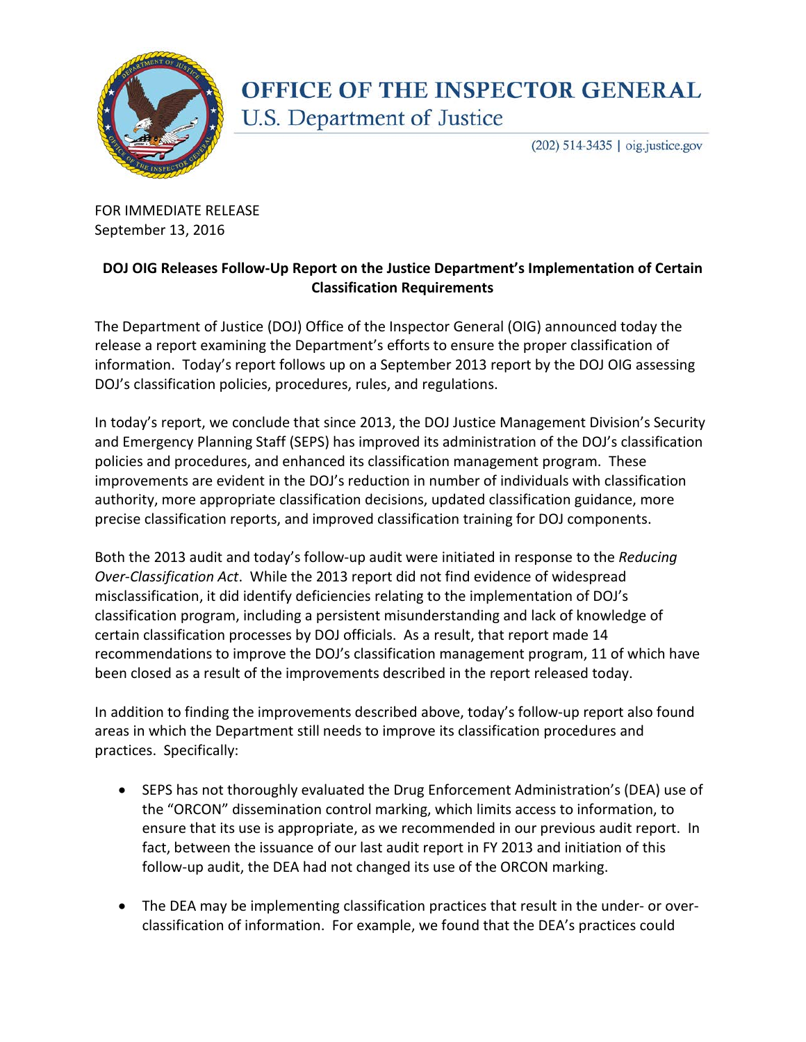# OFFICE OF THE INSPECTOR GENERAL
## U.S. Department of Justice

(202) 514-3435 | oig.justice.gov

FOR IMMEDIATE RELEASE
September 13, 2016

**DOJ OIG Releases Follow-Up Report on the Justice Department's Implementation of Certain Classification Requirements**

The Department of Justice (DOJ) Office of the Inspector General (OIG) announced today the release a report examining the Department's efforts to ensure the proper classification of information. Today's report follows up on a September 2013 report by the DOJ OIG assessing DOJ's classification policies, procedures, rules, and regulations.

In today's report, we conclude that since 2013, the DOJ Justice Management Division's Security and Emergency Planning Staff (SEPS) has improved its administration of the DOJ's classification policies and procedures, and enhanced its classification management program. These improvements are evident in the DOJ's reduction in number of individuals with classification authority, more appropriate classification decisions, updated classification guidance, more precise classification reports, and improved classification training for DOJ components.

Both the 2013 audit and today's follow-up audit were initiated in response to the *Reducing Over-Classification Act*. While the 2013 report did not find evidence of widespread misclassification, it did identify deficiencies relating to the implementation of DOJ's classification program, including a persistent misunderstanding and lack of knowledge of certain classification processes by DOJ officials. As a result, that report made 14 recommendations to improve the DOJ's classification management program, 11 of which have been closed as a result of the improvements described in the report released today.

In addition to finding the improvements described above, today's follow-up report also found areas in which the Department still needs to improve its classification procedures and practices. Specifically:

- SEPS has not thoroughly evaluated the Drug Enforcement Administration's (DEA) use of the "ORCON" dissemination control marking, which limits access to information, to ensure that its use is appropriate, as we recommended in our previous audit report. In fact, between the issuance of our last audit report in FY 2013 and initiation of this follow-up audit, the DEA had not changed its use of the ORCON marking.

- The DEA may be implementing classification practices that result in the under- or over-classification of information. For example, we found that the DEA's practices could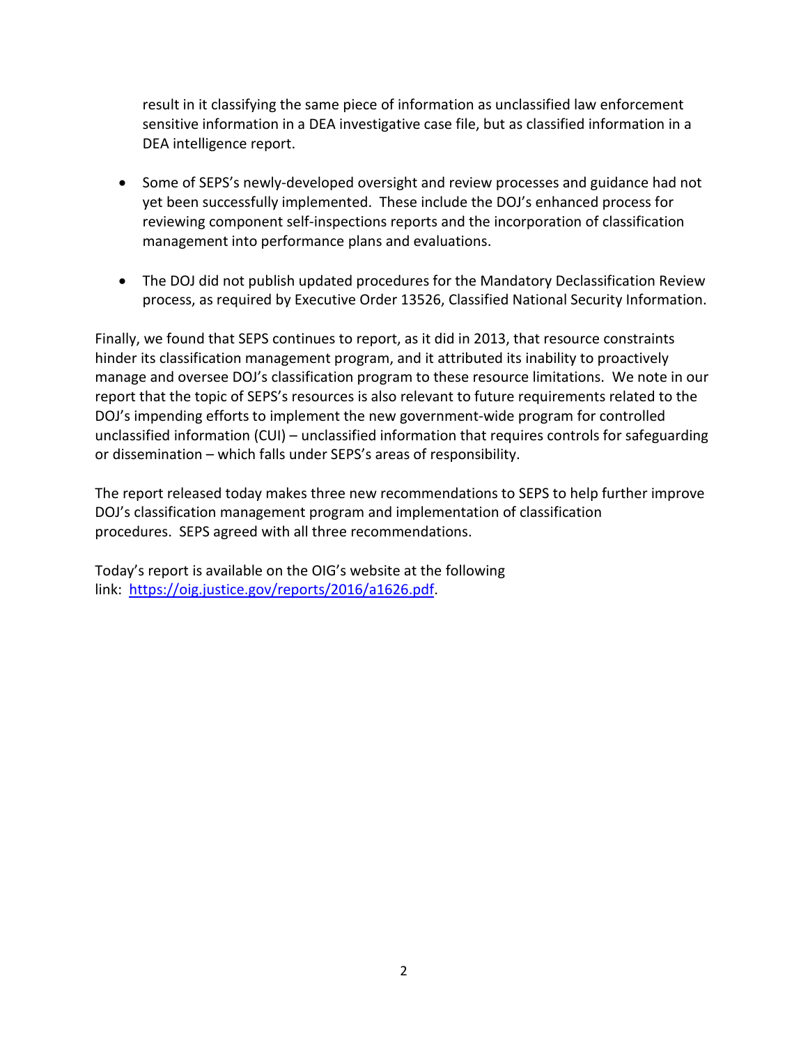result in it classifying the same piece of information as unclassified law enforcement sensitive information in a DEA investigative case file, but as classified information in a DEA intelligence report.

- Some of SEPS's newly-developed oversight and review processes and guidance had not yet been successfully implemented. These include the DOJ's enhanced process for reviewing component self-inspections reports and the incorporation of classification management into performance plans and evaluations.

- The DOJ did not publish updated procedures for the Mandatory Declassification Review process, as required by Executive Order 13526, Classified National Security Information.

Finally, we found that SEPS continues to report, as it did in 2013, that resource constraints hinder its classification management program, and it attributed its inability to proactively manage and oversee DOJ's classification program to these resource limitations. We note in our report that the topic of SEPS's resources is also relevant to future requirements related to the DOJ's impending efforts to implement the new government-wide program for controlled unclassified information (CUI) – unclassified information that requires controls for safeguarding or dissemination – which falls under SEPS's areas of responsibility.

The report released today makes three new recommendations to SEPS to help further improve DOJ's classification management program and implementation of classification procedures. SEPS agreed with all three recommendations.

Today's report is available on the OIG's website at the following link: [https://oig.justice.gov/reports/2016/a1626.pdf](https://oig.justice.gov/reports/2016/a1626.pdf).